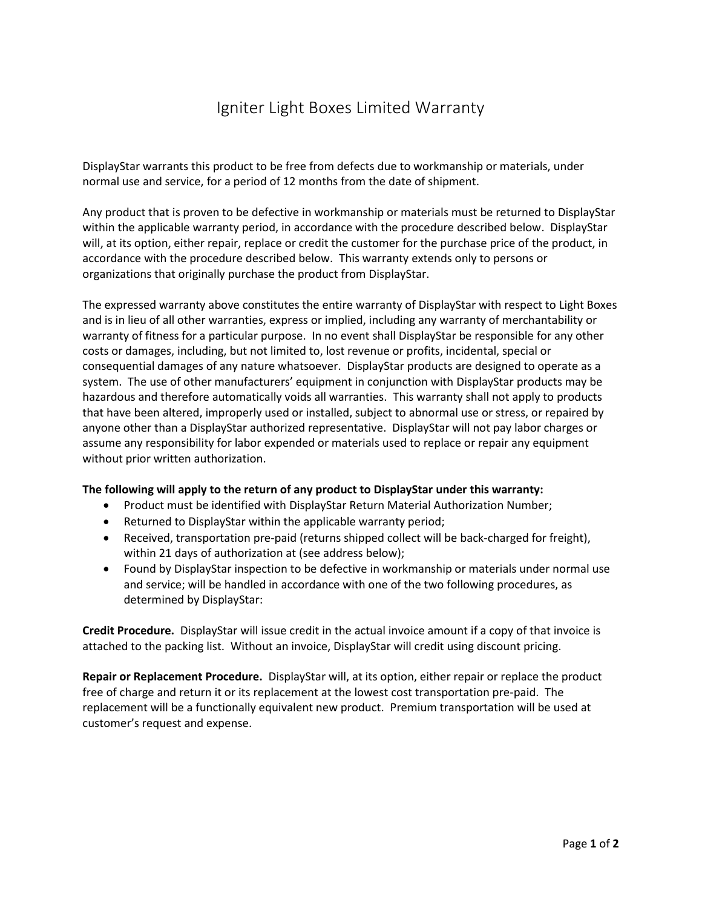# Igniter Light Boxes Limited Warranty

DisplayStar warrants this product to be free from defects due to workmanship or materials, under normal use and service, for a period of 12 months from the date of shipment.

Any product that is proven to be defective in workmanship or materials must be returned to DisplayStar within the applicable warranty period, in accordance with the procedure described below. DisplayStar will, at its option, either repair, replace or credit the customer for the purchase price of the product, in accordance with the procedure described below. This warranty extends only to persons or organizations that originally purchase the product from DisplayStar.

The expressed warranty above constitutes the entire warranty of DisplayStar with respect to Light Boxes and is in lieu of all other warranties, express or implied, including any warranty of merchantability or warranty of fitness for a particular purpose. In no event shall DisplayStar be responsible for any other costs or damages, including, but not limited to, lost revenue or profits, incidental, special or consequential damages of any nature whatsoever. DisplayStar products are designed to operate as a system. The use of other manufacturers' equipment in conjunction with DisplayStar products may be hazardous and therefore automatically voids all warranties. This warranty shall not apply to products that have been altered, improperly used or installed, subject to abnormal use or stress, or repaired by anyone other than a DisplayStar authorized representative. DisplayStar will not pay labor charges or assume any responsibility for labor expended or materials used to replace or repair any equipment without prior written authorization.

**The following will apply to the return of any product to DisplayStar under this warranty:**

- Product must be identified with DisplayStar Return Material Authorization Number;
- Returned to DisplayStar within the applicable warranty period;
- Received, transportation pre-paid (returns shipped collect will be back-charged for freight), within 21 days of authorization at (see address below);
- Found by DisplayStar inspection to be defective in workmanship or materials under normal use and service; will be handled in accordance with one of the two following procedures, as determined by DisplayStar:

**Credit Procedure.** DisplayStar will issue credit in the actual invoice amount if a copy of that invoice is attached to the packing list. Without an invoice, DisplayStar will credit using discount pricing.

**Repair or Replacement Procedure.** DisplayStar will, at its option, either repair or replace the product free of charge and return it or its replacement at the lowest cost transportation pre-paid. The replacement will be a functionally equivalent new product. Premium transportation will be used at customer's request and expense.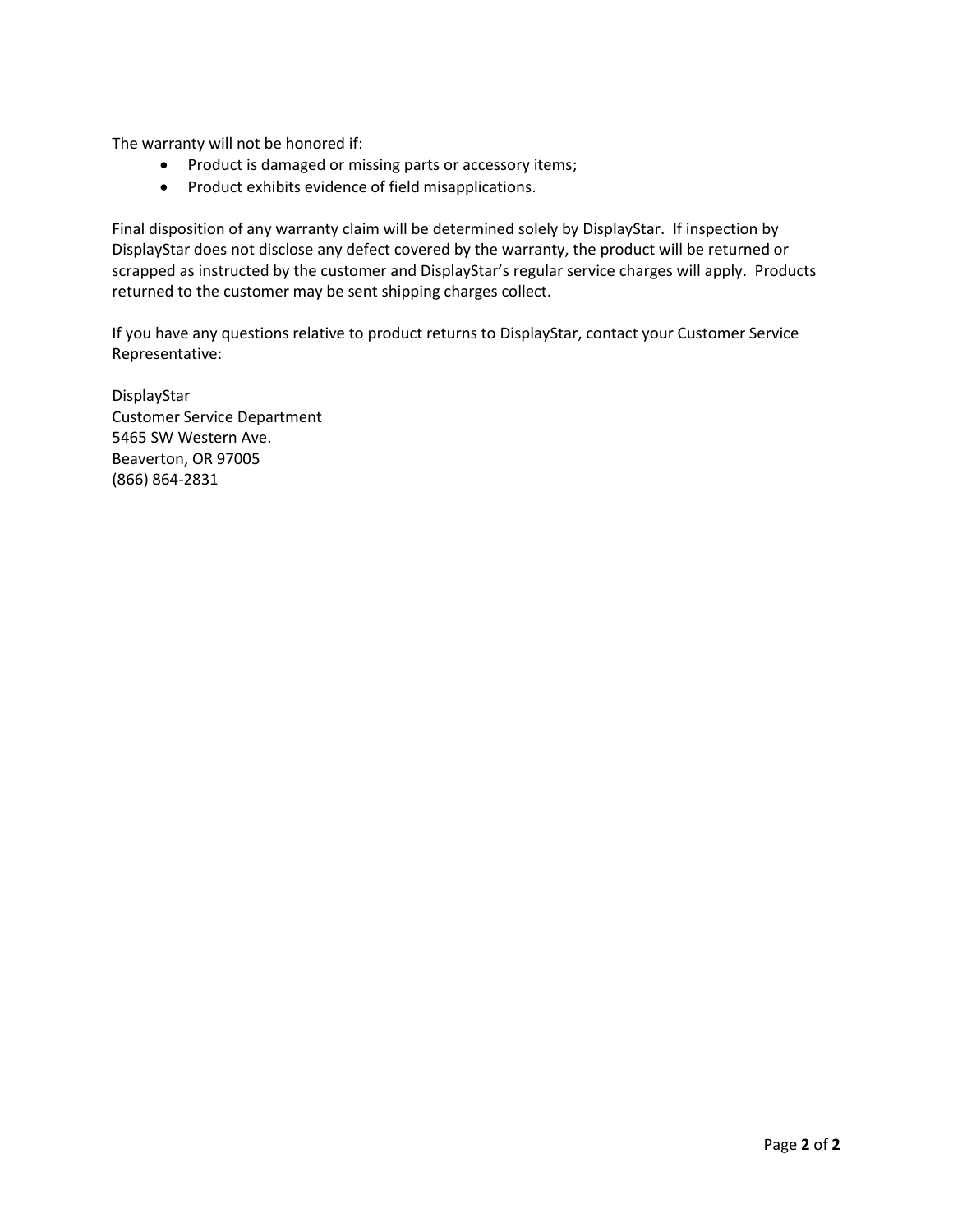The warranty will not be honored if:

- Product is damaged or missing parts or accessory items;
- Product exhibits evidence of field misapplications.

Final disposition of any warranty claim will be determined solely by DisplayStar. If inspection by DisplayStar does not disclose any defect covered by the warranty, the product will be returned or scrapped as instructed by the customer and DisplayStar's regular service charges will apply. Products returned to the customer may be sent shipping charges collect.

If you have any questions relative to product returns to DisplayStar, contact your Customer Service Representative:

DisplayStar
Customer Service Department
5465 SW Western Ave.
Beaverton, OR 97005
(866) 864-2831